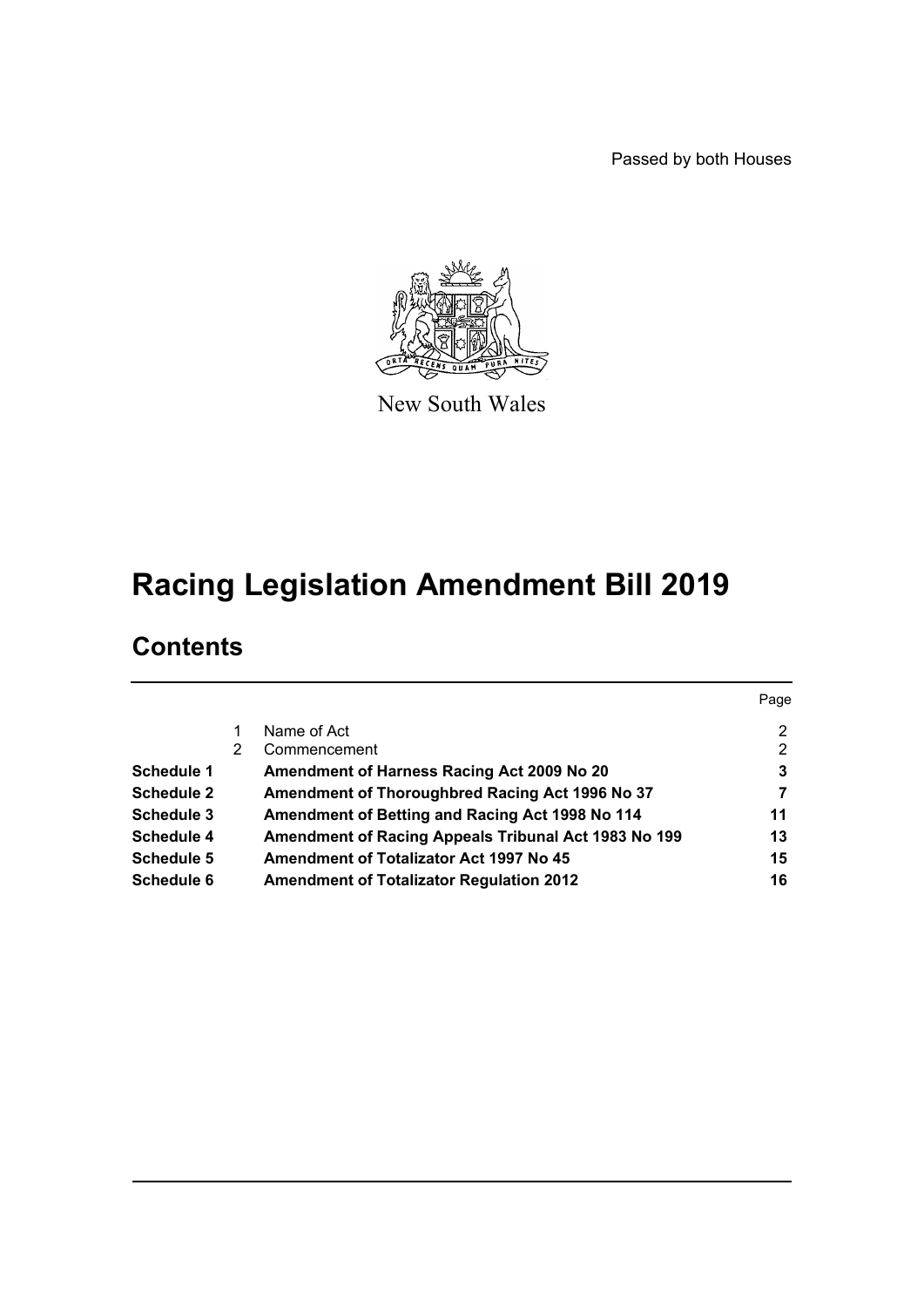Passed by both Houses

New South Wales

# Racing Legislation Amendment Bill 2019

## Contents

| | | | Page |
|---|---|---|---|
| | 1 | Name of Act | 2 |
| | 2 | Commencement | 2 |
| **Schedule 1** | | **Amendment of Harness Racing Act 2009 No 20** | **3** |
| **Schedule 2** | | **Amendment of Thoroughbred Racing Act 1996 No 37** | **7** |
| **Schedule 3** | | **Amendment of Betting and Racing Act 1998 No 114** | **11** |
| **Schedule 4** | | **Amendment of Racing Appeals Tribunal Act 1983 No 199** | **13** |
| **Schedule 5** | | **Amendment of Totalizator Act 1997 No 45** | **15** |
| **Schedule 6** | | **Amendment of Totalizator Regulation 2012** | **16** |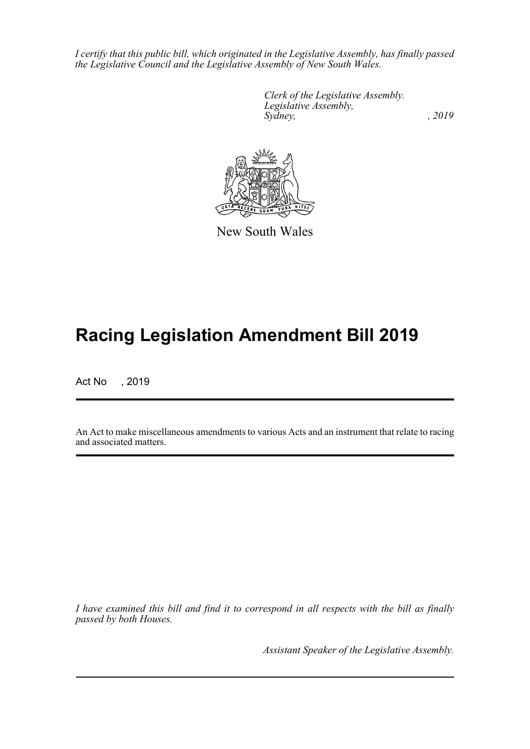*I certify that this public bill, which originated in the Legislative Assembly, has finally passed the Legislative Council and the Legislative Assembly of New South Wales.*

*Clerk of the Legislative Assembly.*
*Legislative Assembly,*
*Sydney, , 2019*

New South Wales

# Racing Legislation Amendment Bill 2019

Act No , 2019

An Act to make miscellaneous amendments to various Acts and an instrument that relate to racing and associated matters.

*I have examined this bill and find it to correspond in all respects with the bill as finally passed by both Houses.*

*Assistant Speaker of the Legislative Assembly.*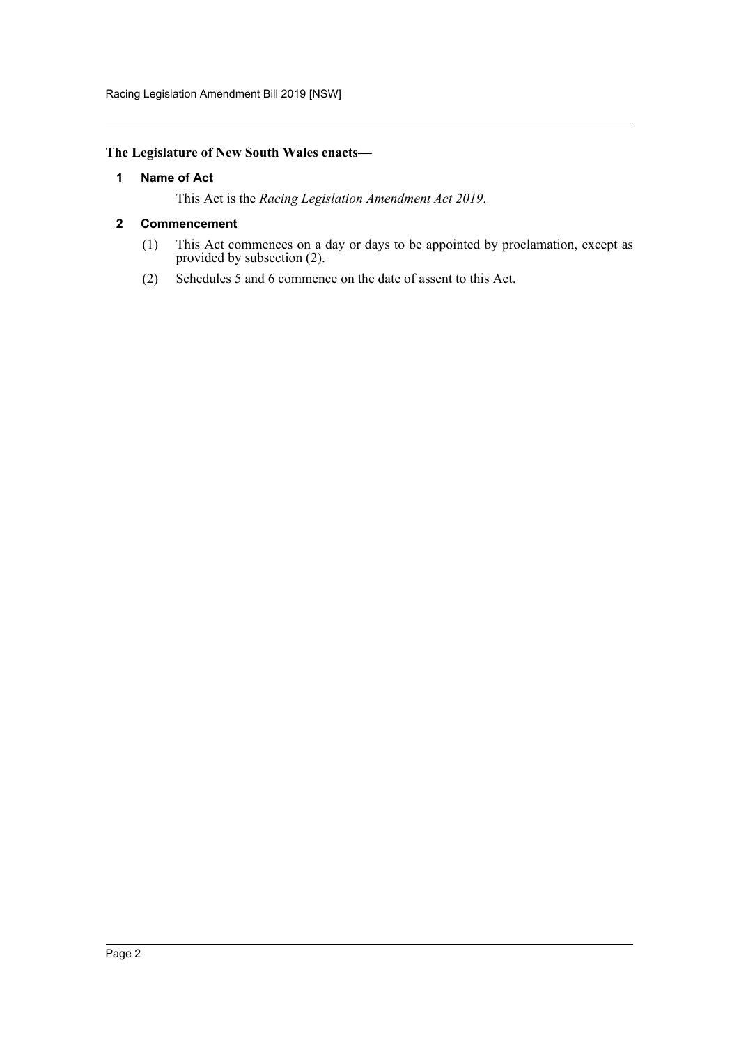**The Legislature of New South Wales enacts—**

### 1 Name of Act

This Act is the *Racing Legislation Amendment Act 2019*.

### 2 Commencement

(1) This Act commences on a day or days to be appointed by proclamation, except as provided by subsection (2).

(2) Schedules 5 and 6 commence on the date of assent to this Act.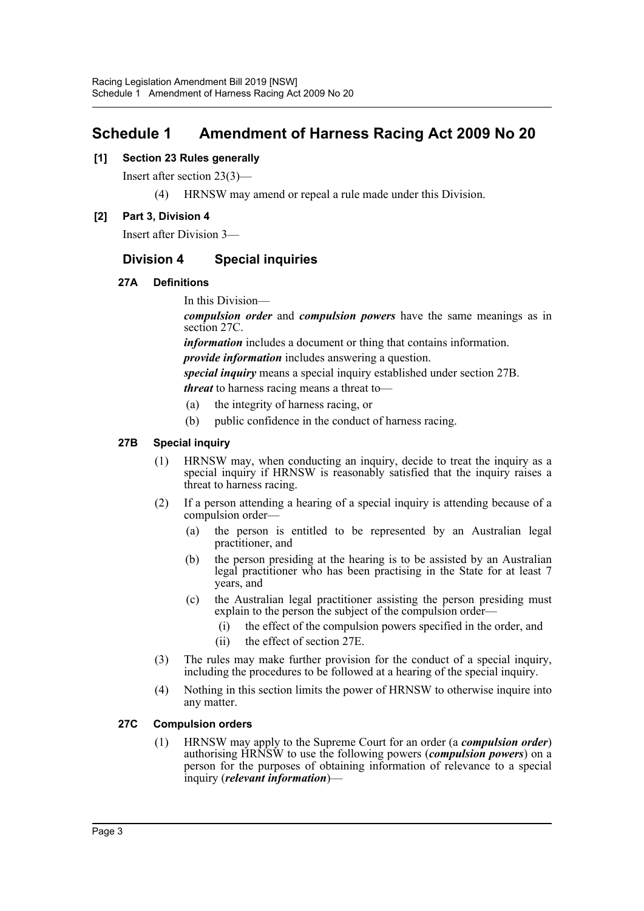# Schedule 1 Amendment of Harness Racing Act 2009 No 20

**[1] Section 23 Rules generally**

Insert after section 23(3)—

(4) HRNSW may amend or repeal a rule made under this Division.

**[2] Part 3, Division 4**

Insert after Division 3—

## Division 4 Special inquiries

### 27A Definitions

In this Division—

***compulsion order*** and ***compulsion powers*** have the same meanings as in section 27C.

***information*** includes a document or thing that contains information.

***provide information*** includes answering a question.

***special inquiry*** means a special inquiry established under section 27B.

***threat*** to harness racing means a threat to—

(a) the integrity of harness racing, or

(b) public confidence in the conduct of harness racing.

### 27B Special inquiry

(1) HRNSW may, when conducting an inquiry, decide to treat the inquiry as a special inquiry if HRNSW is reasonably satisfied that the inquiry raises a threat to harness racing.

(2) If a person attending a hearing of a special inquiry is attending because of a compulsion order—

(a) the person is entitled to be represented by an Australian legal practitioner, and

(b) the person presiding at the hearing is to be assisted by an Australian legal practitioner who has been practising in the State for at least 7 years, and

(c) the Australian legal practitioner assisting the person presiding must explain to the person the subject of the compulsion order—

(i) the effect of the compulsion powers specified in the order, and

(ii) the effect of section 27E.

(3) The rules may make further provision for the conduct of a special inquiry, including the procedures to be followed at a hearing of the special inquiry.

(4) Nothing in this section limits the power of HRNSW to otherwise inquire into any matter.

### 27C Compulsion orders

(1) HRNSW may apply to the Supreme Court for an order (a ***compulsion order***) authorising HRNSW to use the following powers (***compulsion powers***) on a person for the purposes of obtaining information of relevance to a special inquiry (***relevant information***)—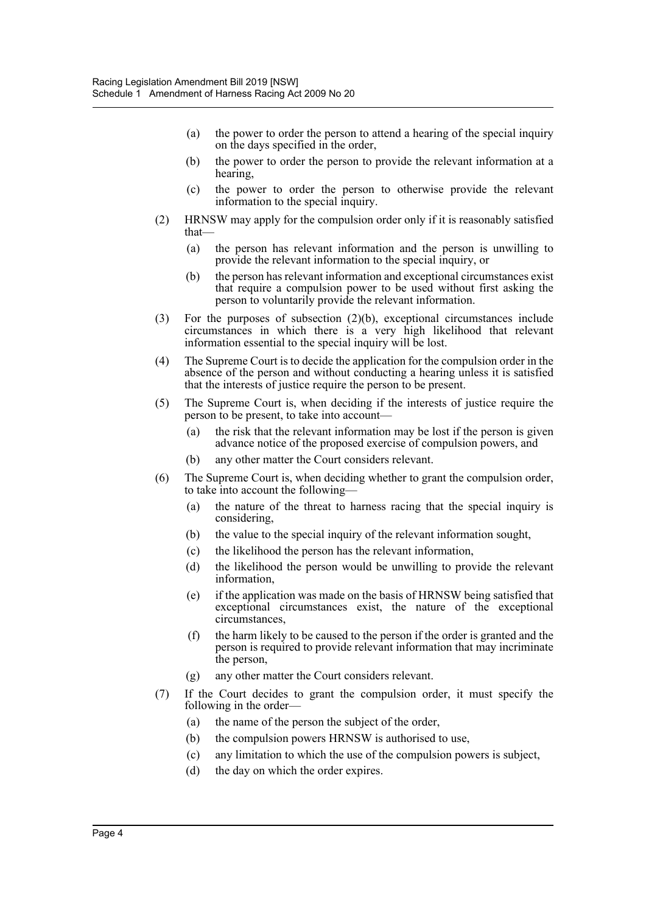(a) the power to order the person to attend a hearing of the special inquiry on the days specified in the order,

(b) the power to order the person to provide the relevant information at a hearing,

(c) the power to order the person to otherwise provide the relevant information to the special inquiry.

(2) HRNSW may apply for the compulsion order only if it is reasonably satisfied that—

(a) the person has relevant information and the person is unwilling to provide the relevant information to the special inquiry, or

(b) the person has relevant information and exceptional circumstances exist that require a compulsion power to be used without first asking the person to voluntarily provide the relevant information.

(3) For the purposes of subsection (2)(b), exceptional circumstances include circumstances in which there is a very high likelihood that relevant information essential to the special inquiry will be lost.

(4) The Supreme Court is to decide the application for the compulsion order in the absence of the person and without conducting a hearing unless it is satisfied that the interests of justice require the person to be present.

(5) The Supreme Court is, when deciding if the interests of justice require the person to be present, to take into account—

(a) the risk that the relevant information may be lost if the person is given advance notice of the proposed exercise of compulsion powers, and

(b) any other matter the Court considers relevant.

(6) The Supreme Court is, when deciding whether to grant the compulsion order, to take into account the following—

(a) the nature of the threat to harness racing that the special inquiry is considering,

(b) the value to the special inquiry of the relevant information sought,

(c) the likelihood the person has the relevant information,

(d) the likelihood the person would be unwilling to provide the relevant information,

(e) if the application was made on the basis of HRNSW being satisfied that exceptional circumstances exist, the nature of the exceptional circumstances,

(f) the harm likely to be caused to the person if the order is granted and the person is required to provide relevant information that may incriminate the person,

(g) any other matter the Court considers relevant.

(7) If the Court decides to grant the compulsion order, it must specify the following in the order—

(a) the name of the person the subject of the order,

(b) the compulsion powers HRNSW is authorised to use,

(c) any limitation to which the use of the compulsion powers is subject,

(d) the day on which the order expires.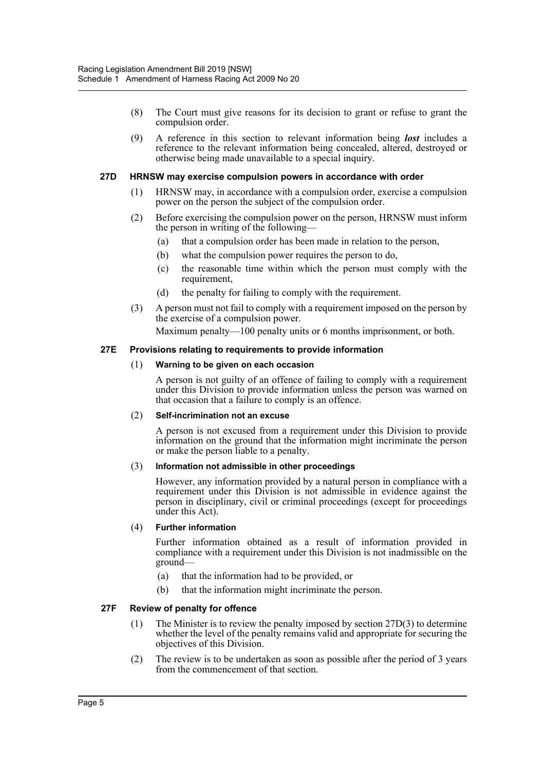(8) The Court must give reasons for its decision to grant or refuse to grant the compulsion order.

(9) A reference in this section to relevant information being ***lost*** includes a reference to the relevant information being concealed, altered, destroyed or otherwise being made unavailable to a special inquiry.

#### 27D HRNSW may exercise compulsion powers in accordance with order

(1) HRNSW may, in accordance with a compulsion order, exercise a compulsion power on the person the subject of the compulsion order.

(2) Before exercising the compulsion power on the person, HRNSW must inform the person in writing of the following—

- (a) that a compulsion order has been made in relation to the person,
- (b) what the compulsion power requires the person to do,
- (c) the reasonable time within which the person must comply with the requirement,
- (d) the penalty for failing to comply with the requirement.

(3) A person must not fail to comply with a requirement imposed on the person by the exercise of a compulsion power.

Maximum penalty—100 penalty units or 6 months imprisonment, or both.

#### 27E Provisions relating to requirements to provide information

(1) **Warning to be given on each occasion**

A person is not guilty of an offence of failing to comply with a requirement under this Division to provide information unless the person was warned on that occasion that a failure to comply is an offence.

(2) **Self-incrimination not an excuse**

A person is not excused from a requirement under this Division to provide information on the ground that the information might incriminate the person or make the person liable to a penalty.

(3) **Information not admissible in other proceedings**

However, any information provided by a natural person in compliance with a requirement under this Division is not admissible in evidence against the person in disciplinary, civil or criminal proceedings (except for proceedings under this Act).

(4) **Further information**

Further information obtained as a result of information provided in compliance with a requirement under this Division is not inadmissible on the ground—

- (a) that the information had to be provided, or
- (b) that the information might incriminate the person.

#### 27F Review of penalty for offence

(1) The Minister is to review the penalty imposed by section 27D(3) to determine whether the level of the penalty remains valid and appropriate for securing the objectives of this Division.

(2) The review is to be undertaken as soon as possible after the period of 3 years from the commencement of that section.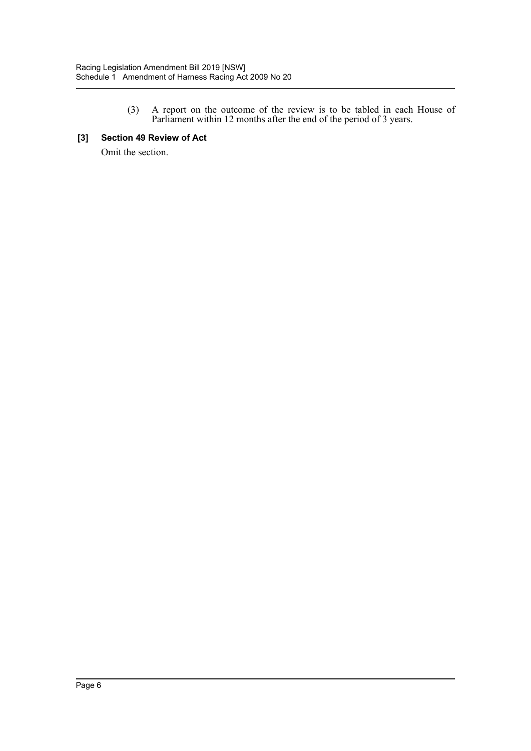(3) A report on the outcome of the review is to be tabled in each House of Parliament within 12 months after the end of the period of 3 years.

**[3] Section 49 Review of Act**

Omit the section.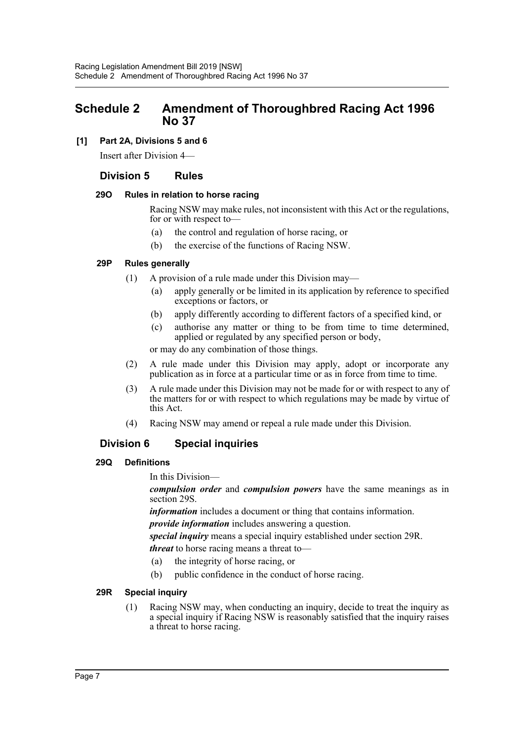# Schedule 2 Amendment of Thoroughbred Racing Act 1996 No 37

**[1] Part 2A, Divisions 5 and 6**

Insert after Division 4—

## Division 5 Rules

### 29O Rules in relation to horse racing

Racing NSW may make rules, not inconsistent with this Act or the regulations, for or with respect to—

(a) the control and regulation of horse racing, or

(b) the exercise of the functions of Racing NSW.

### 29P Rules generally

(1) A provision of a rule made under this Division may—

(a) apply generally or be limited in its application by reference to specified exceptions or factors, or

(b) apply differently according to different factors of a specified kind, or

(c) authorise any matter or thing to be from time to time determined, applied or regulated by any specified person or body,

or may do any combination of those things.

(2) A rule made under this Division may apply, adopt or incorporate any publication as in force at a particular time or as in force from time to time.

(3) A rule made under this Division may not be made for or with respect to any of the matters for or with respect to which regulations may be made by virtue of this Act.

(4) Racing NSW may amend or repeal a rule made under this Division.

## Division 6 Special inquiries

### 29Q Definitions

In this Division—

***compulsion order*** and ***compulsion powers*** have the same meanings as in section 29S.

***information*** includes a document or thing that contains information.

***provide information*** includes answering a question.

***special inquiry*** means a special inquiry established under section 29R.

***threat*** to horse racing means a threat to—

(a) the integrity of horse racing, or

(b) public confidence in the conduct of horse racing.

### 29R Special inquiry

(1) Racing NSW may, when conducting an inquiry, decide to treat the inquiry as a special inquiry if Racing NSW is reasonably satisfied that the inquiry raises a threat to horse racing.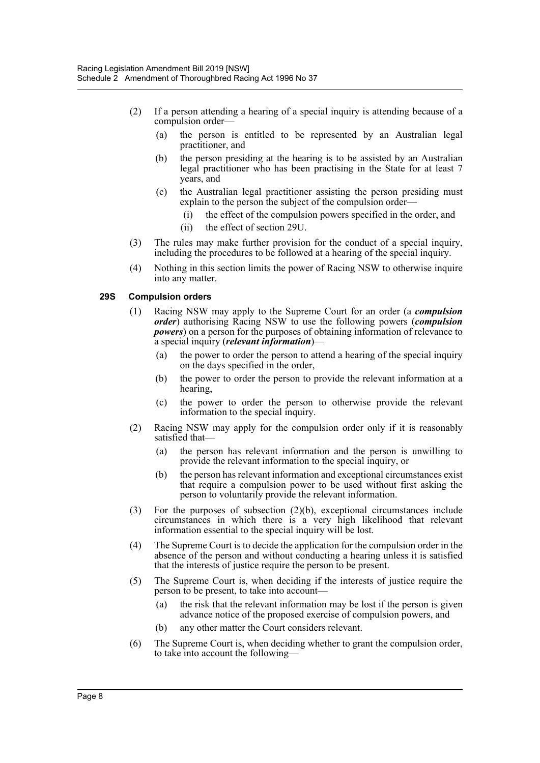(2) If a person attending a hearing of a special inquiry is attending because of a compulsion order—

(a) the person is entitled to be represented by an Australian legal practitioner, and

(b) the person presiding at the hearing is to be assisted by an Australian legal practitioner who has been practising in the State for at least 7 years, and

(c) the Australian legal practitioner assisting the person presiding must explain to the person the subject of the compulsion order—

(i) the effect of the compulsion powers specified in the order, and

(ii) the effect of section 29U.

(3) The rules may make further provision for the conduct of a special inquiry, including the procedures to be followed at a hearing of the special inquiry.

(4) Nothing in this section limits the power of Racing NSW to otherwise inquire into any matter.

**29S Compulsion orders**

(1) Racing NSW may apply to the Supreme Court for an order (a ***compulsion order***) authorising Racing NSW to use the following powers (***compulsion powers***) on a person for the purposes of obtaining information of relevance to a special inquiry (***relevant information***)—

(a) the power to order the person to attend a hearing of the special inquiry on the days specified in the order,

(b) the power to order the person to provide the relevant information at a hearing,

(c) the power to order the person to otherwise provide the relevant information to the special inquiry.

(2) Racing NSW may apply for the compulsion order only if it is reasonably satisfied that—

(a) the person has relevant information and the person is unwilling to provide the relevant information to the special inquiry, or

(b) the person has relevant information and exceptional circumstances exist that require a compulsion power to be used without first asking the person to voluntarily provide the relevant information.

(3) For the purposes of subsection (2)(b), exceptional circumstances include circumstances in which there is a very high likelihood that relevant information essential to the special inquiry will be lost.

(4) The Supreme Court is to decide the application for the compulsion order in the absence of the person and without conducting a hearing unless it is satisfied that the interests of justice require the person to be present.

(5) The Supreme Court is, when deciding if the interests of justice require the person to be present, to take into account—

(a) the risk that the relevant information may be lost if the person is given advance notice of the proposed exercise of compulsion powers, and

(b) any other matter the Court considers relevant.

(6) The Supreme Court is, when deciding whether to grant the compulsion order, to take into account the following—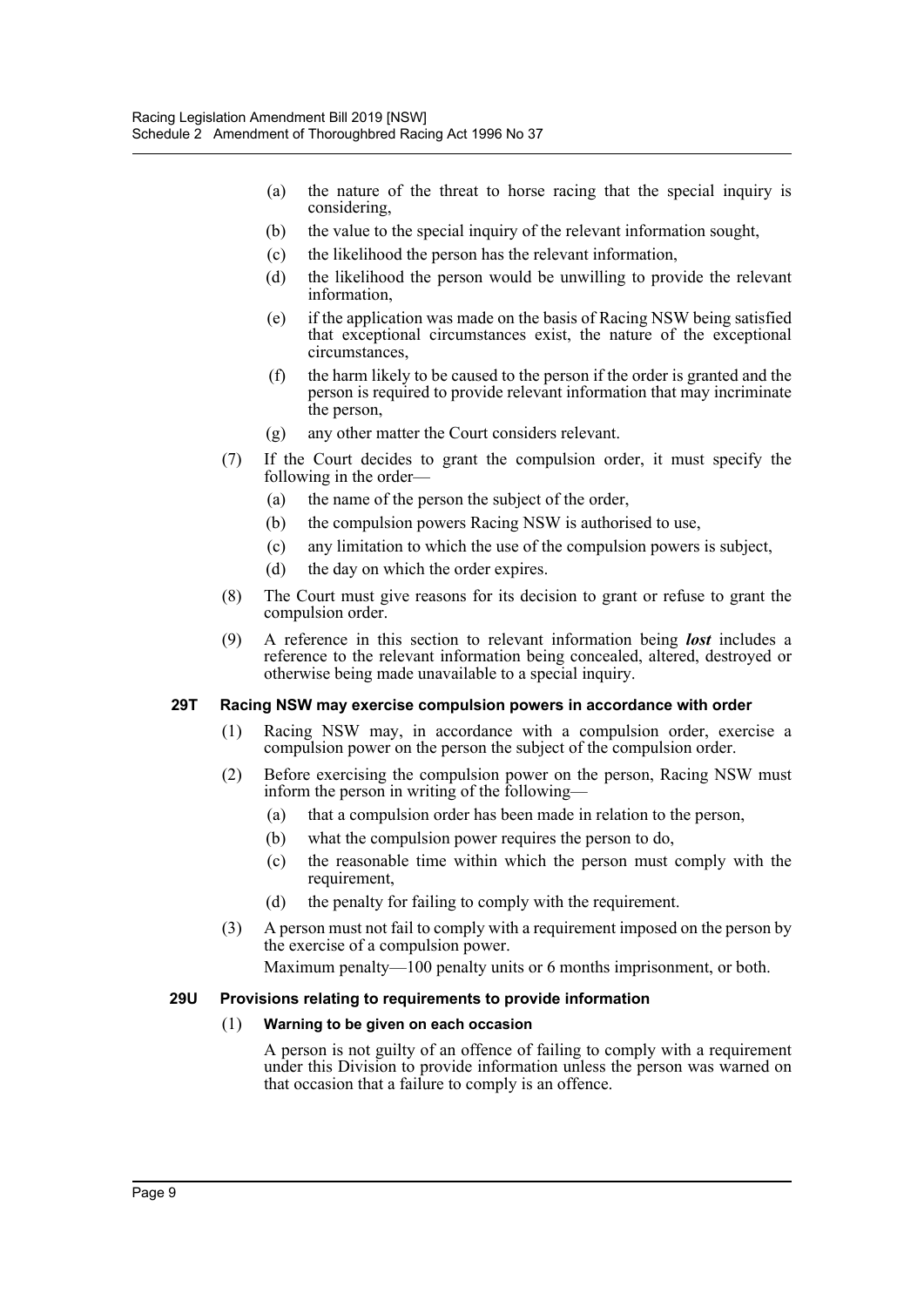(a) the nature of the threat to horse racing that the special inquiry is considering,

(b) the value to the special inquiry of the relevant information sought,

(c) the likelihood the person has the relevant information,

(d) the likelihood the person would be unwilling to provide the relevant information,

(e) if the application was made on the basis of Racing NSW being satisfied that exceptional circumstances exist, the nature of the exceptional circumstances,

(f) the harm likely to be caused to the person if the order is granted and the person is required to provide relevant information that may incriminate the person,

(g) any other matter the Court considers relevant.

(7) If the Court decides to grant the compulsion order, it must specify the following in the order—

(a) the name of the person the subject of the order,

(b) the compulsion powers Racing NSW is authorised to use,

(c) any limitation to which the use of the compulsion powers is subject,

(d) the day on which the order expires.

(8) The Court must give reasons for its decision to grant or refuse to grant the compulsion order.

(9) A reference in this section to relevant information being ***lost*** includes a reference to the relevant information being concealed, altered, destroyed or otherwise being made unavailable to a special inquiry.

**29T Racing NSW may exercise compulsion powers in accordance with order**

(1) Racing NSW may, in accordance with a compulsion order, exercise a compulsion power on the person the subject of the compulsion order.

(2) Before exercising the compulsion power on the person, Racing NSW must inform the person in writing of the following—

(a) that a compulsion order has been made in relation to the person,

(b) what the compulsion power requires the person to do,

(c) the reasonable time within which the person must comply with the requirement,

(d) the penalty for failing to comply with the requirement.

(3) A person must not fail to comply with a requirement imposed on the person by the exercise of a compulsion power.

Maximum penalty—100 penalty units or 6 months imprisonment, or both.

**29U Provisions relating to requirements to provide information**

(1) **Warning to be given on each occasion**

A person is not guilty of an offence of failing to comply with a requirement under this Division to provide information unless the person was warned on that occasion that a failure to comply is an offence.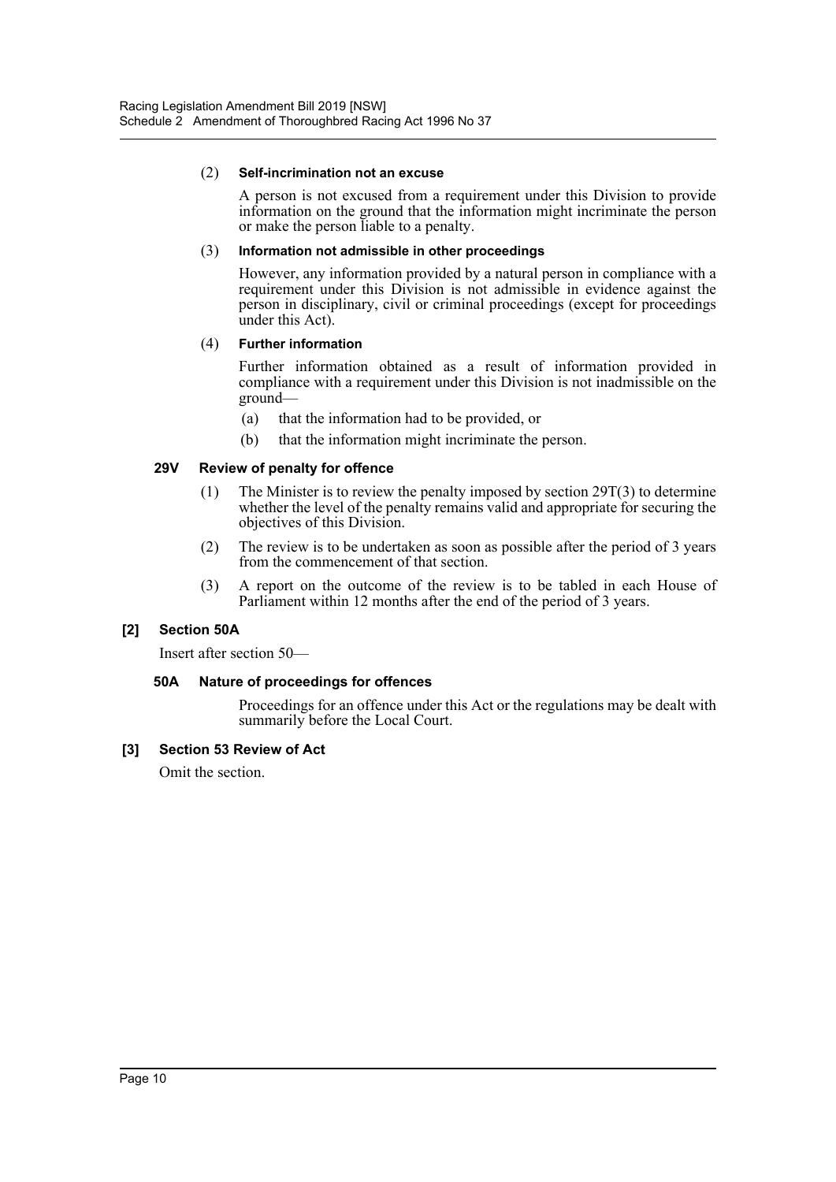(2) **Self-incrimination not an excuse**

A person is not excused from a requirement under this Division to provide information on the ground that the information might incriminate the person or make the person liable to a penalty.

(3) **Information not admissible in other proceedings**

However, any information provided by a natural person in compliance with a requirement under this Division is not admissible in evidence against the person in disciplinary, civil or criminal proceedings (except for proceedings under this Act).

(4) **Further information**

Further information obtained as a result of information provided in compliance with a requirement under this Division is not inadmissible on the ground—

(a) that the information had to be provided, or

(b) that the information might incriminate the person.

**29V Review of penalty for offence**

(1) The Minister is to review the penalty imposed by section 29T(3) to determine whether the level of the penalty remains valid and appropriate for securing the objectives of this Division.

(2) The review is to be undertaken as soon as possible after the period of 3 years from the commencement of that section.

(3) A report on the outcome of the review is to be tabled in each House of Parliament within 12 months after the end of the period of 3 years.

**[2] Section 50A**

Insert after section 50—

**50A Nature of proceedings for offences**

Proceedings for an offence under this Act or the regulations may be dealt with summarily before the Local Court.

**[3] Section 53 Review of Act**

Omit the section.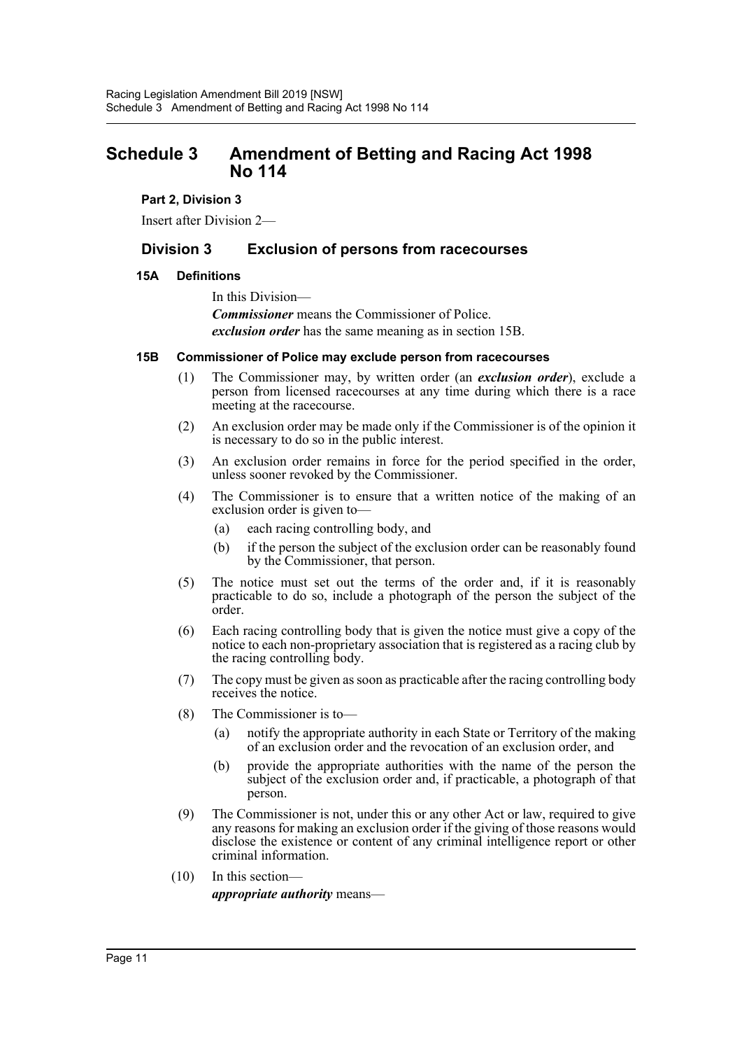# Schedule 3 Amendment of Betting and Racing Act 1998 No 114

**Part 2, Division 3**

Insert after Division 2—

## Division 3 Exclusion of persons from racecourses

### 15A Definitions

In this Division—

***Commissioner*** means the Commissioner of Police.

***exclusion order*** has the same meaning as in section 15B.

### 15B Commissioner of Police may exclude person from racecourses

(1) The Commissioner may, by written order (an ***exclusion order***), exclude a person from licensed racecourses at any time during which there is a race meeting at the racecourse.

(2) An exclusion order may be made only if the Commissioner is of the opinion it is necessary to do so in the public interest.

(3) An exclusion order remains in force for the period specified in the order, unless sooner revoked by the Commissioner.

(4) The Commissioner is to ensure that a written notice of the making of an exclusion order is given to—

- (a) each racing controlling body, and
- (b) if the person the subject of the exclusion order can be reasonably found by the Commissioner, that person.

(5) The notice must set out the terms of the order and, if it is reasonably practicable to do so, include a photograph of the person the subject of the order.

(6) Each racing controlling body that is given the notice must give a copy of the notice to each non-proprietary association that is registered as a racing club by the racing controlling body.

(7) The copy must be given as soon as practicable after the racing controlling body receives the notice.

(8) The Commissioner is to—

- (a) notify the appropriate authority in each State or Territory of the making of an exclusion order and the revocation of an exclusion order, and
- (b) provide the appropriate authorities with the name of the person the subject of the exclusion order and, if practicable, a photograph of that person.

(9) The Commissioner is not, under this or any other Act or law, required to give any reasons for making an exclusion order if the giving of those reasons would disclose the existence or content of any criminal intelligence report or other criminal information.

(10) In this section—

***appropriate authority*** means—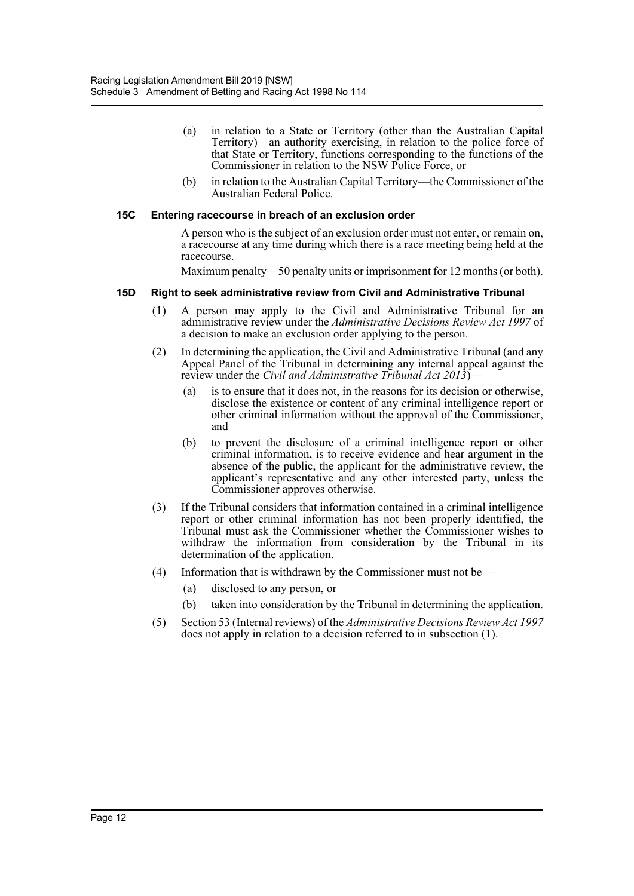(a) in relation to a State or Territory (other than the Australian Capital Territory)—an authority exercising, in relation to the police force of that State or Territory, functions corresponding to the functions of the Commissioner in relation to the NSW Police Force, or

(b) in relation to the Australian Capital Territory—the Commissioner of the Australian Federal Police.

### 15C Entering racecourse in breach of an exclusion order

A person who is the subject of an exclusion order must not enter, or remain on, a racecourse at any time during which there is a race meeting being held at the racecourse.

Maximum penalty—50 penalty units or imprisonment for 12 months (or both).

### 15D Right to seek administrative review from Civil and Administrative Tribunal

(1) A person may apply to the Civil and Administrative Tribunal for an administrative review under the *Administrative Decisions Review Act 1997* of a decision to make an exclusion order applying to the person.

(2) In determining the application, the Civil and Administrative Tribunal (and any Appeal Panel of the Tribunal in determining any internal appeal against the review under the *Civil and Administrative Tribunal Act 2013*)—

(a) is to ensure that it does not, in the reasons for its decision or otherwise, disclose the existence or content of any criminal intelligence report or other criminal information without the approval of the Commissioner, and

(b) to prevent the disclosure of a criminal intelligence report or other criminal information, is to receive evidence and hear argument in the absence of the public, the applicant for the administrative review, the applicant's representative and any other interested party, unless the Commissioner approves otherwise.

(3) If the Tribunal considers that information contained in a criminal intelligence report or other criminal information has not been properly identified, the Tribunal must ask the Commissioner whether the Commissioner wishes to withdraw the information from consideration by the Tribunal in its determination of the application.

(4) Information that is withdrawn by the Commissioner must not be—

(a) disclosed to any person, or

(b) taken into consideration by the Tribunal in determining the application.

(5) Section 53 (Internal reviews) of the *Administrative Decisions Review Act 1997* does not apply in relation to a decision referred to in subsection (1).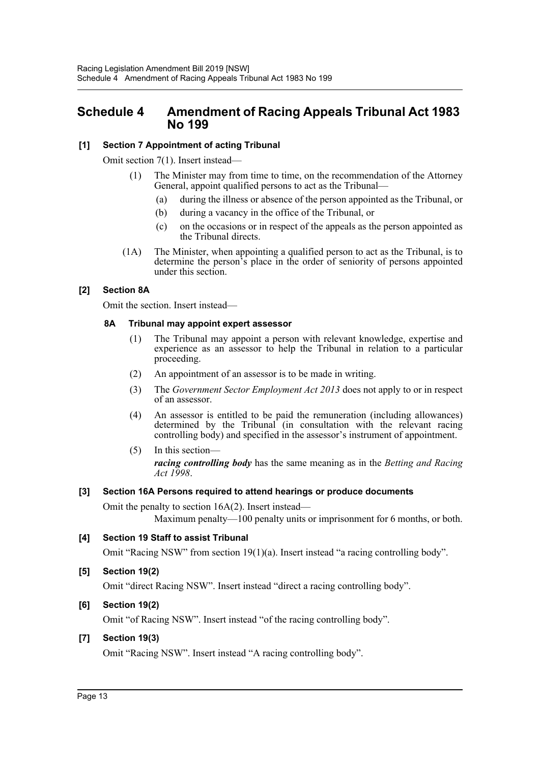# Schedule 4 Amendment of Racing Appeals Tribunal Act 1983 No 199

### [1] Section 7 Appointment of acting Tribunal

Omit section 7(1). Insert instead—

(1) The Minister may from time to time, on the recommendation of the Attorney General, appoint qualified persons to act as the Tribunal—

(a) during the illness or absence of the person appointed as the Tribunal, or

(b) during a vacancy in the office of the Tribunal, or

(c) on the occasions or in respect of the appeals as the person appointed as the Tribunal directs.

(1A) The Minister, when appointing a qualified person to act as the Tribunal, is to determine the person's place in the order of seniority of persons appointed under this section.

### [2] Section 8A

Omit the section. Insert instead—

#### 8A Tribunal may appoint expert assessor

(1) The Tribunal may appoint a person with relevant knowledge, expertise and experience as an assessor to help the Tribunal in relation to a particular proceeding.

(2) An appointment of an assessor is to be made in writing.

(3) The *Government Sector Employment Act 2013* does not apply to or in respect of an assessor.

(4) An assessor is entitled to be paid the remuneration (including allowances) determined by the Tribunal (in consultation with the relevant racing controlling body) and specified in the assessor's instrument of appointment.

(5) In this section—

***racing controlling body*** has the same meaning as in the *Betting and Racing Act 1998*.

### [3] Section 16A Persons required to attend hearings or produce documents

Omit the penalty to section 16A(2). Insert instead—

Maximum penalty—100 penalty units or imprisonment for 6 months, or both.

### [4] Section 19 Staff to assist Tribunal

Omit "Racing NSW" from section 19(1)(a). Insert instead "a racing controlling body".

### [5] Section 19(2)

Omit "direct Racing NSW". Insert instead "direct a racing controlling body".

### [6] Section 19(2)

Omit "of Racing NSW". Insert instead "of the racing controlling body".

### [7] Section 19(3)

Omit "Racing NSW". Insert instead "A racing controlling body".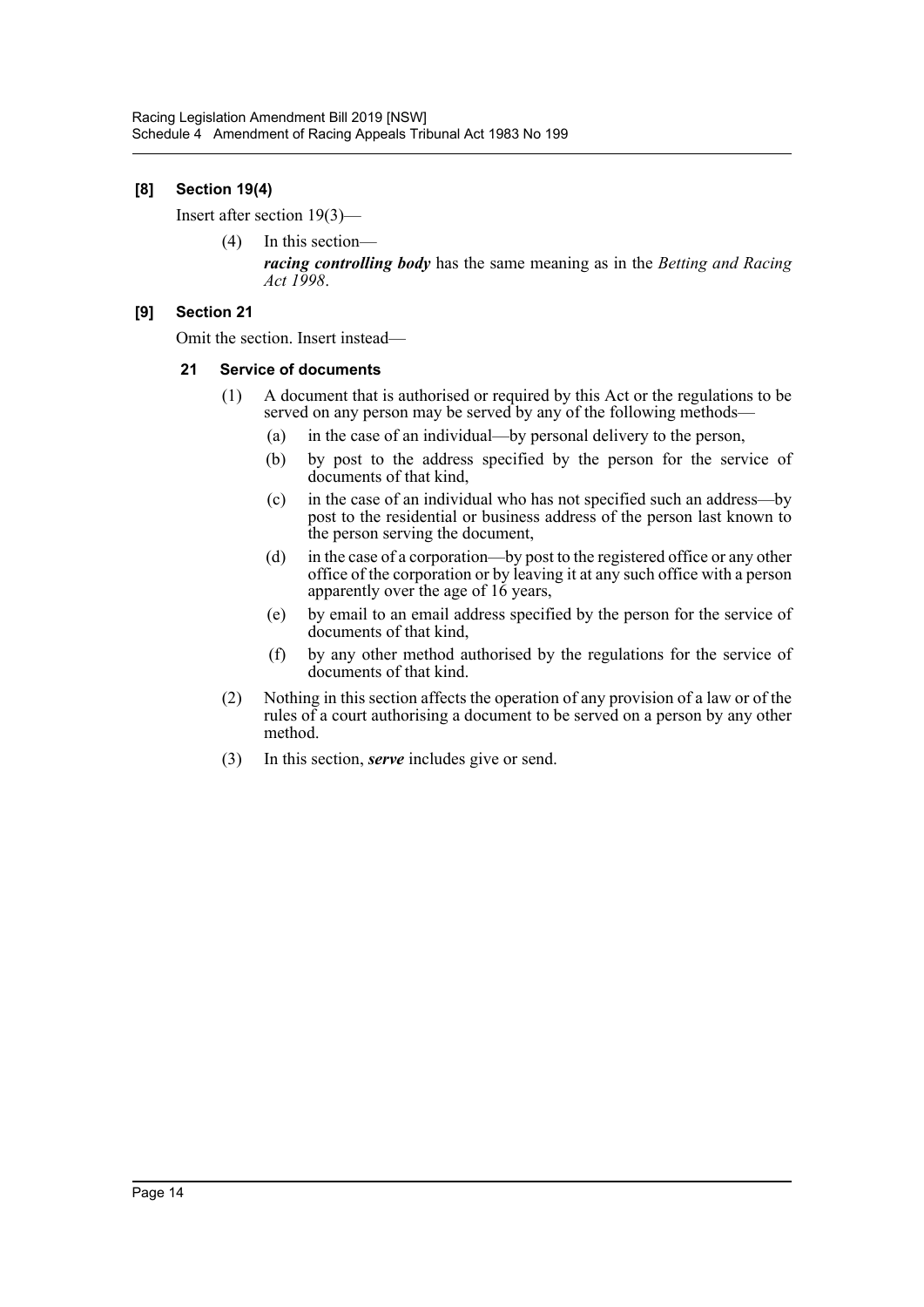**[8] Section 19(4)**

Insert after section 19(3)—

(4) In this section—

***racing controlling body*** has the same meaning as in the *Betting and Racing Act 1998*.

**[9] Section 21**

Omit the section. Insert instead—

**21 Service of documents**

(1) A document that is authorised or required by this Act or the regulations to be served on any person may be served by any of the following methods—

(a) in the case of an individual—by personal delivery to the person,

(b) by post to the address specified by the person for the service of documents of that kind,

(c) in the case of an individual who has not specified such an address—by post to the residential or business address of the person last known to the person serving the document,

(d) in the case of a corporation—by post to the registered office or any other office of the corporation or by leaving it at any such office with a person apparently over the age of 16 years,

(e) by email to an email address specified by the person for the service of documents of that kind,

(f) by any other method authorised by the regulations for the service of documents of that kind.

(2) Nothing in this section affects the operation of any provision of a law or of the rules of a court authorising a document to be served on a person by any other method.

(3) In this section, ***serve*** includes give or send.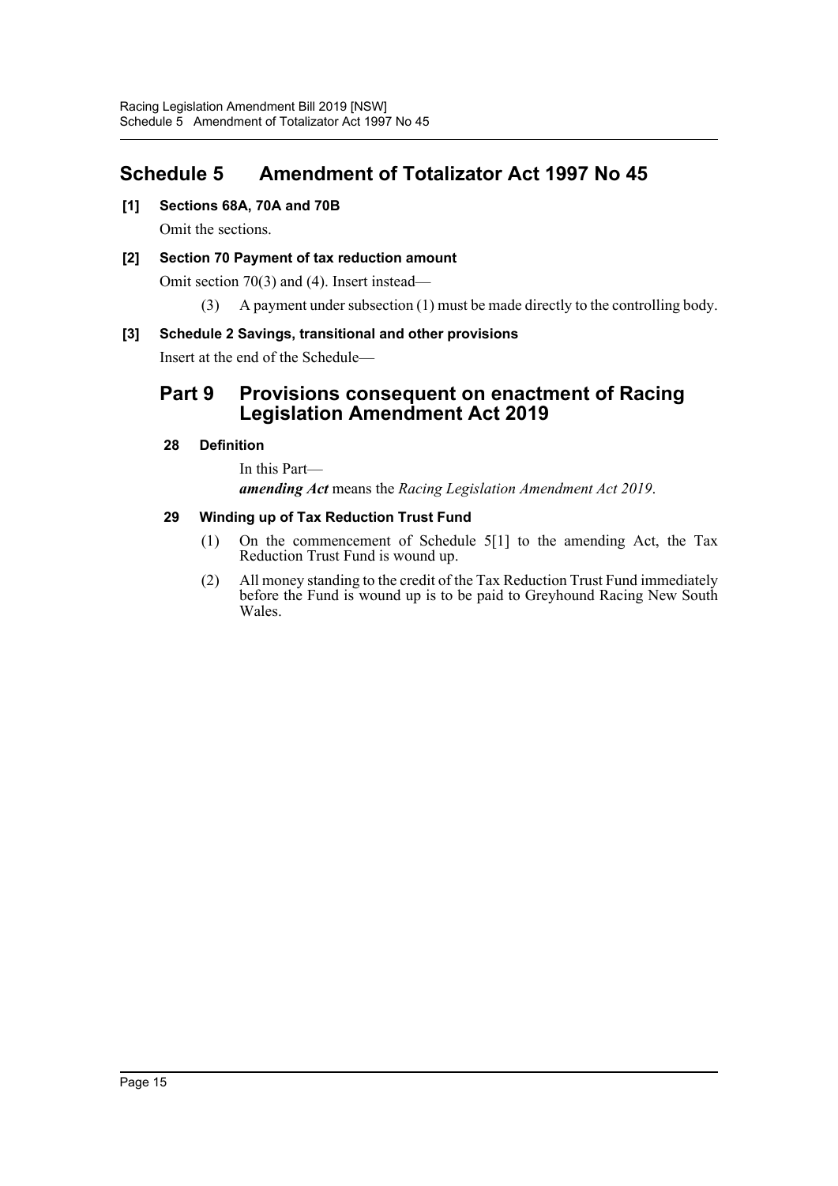# Schedule 5 Amendment of Totalizator Act 1997 No 45

**[1] Sections 68A, 70A and 70B**

Omit the sections.

**[2] Section 70 Payment of tax reduction amount**

Omit section 70(3) and (4). Insert instead—

(3) A payment under subsection (1) must be made directly to the controlling body.

**[3] Schedule 2 Savings, transitional and other provisions**

Insert at the end of the Schedule—

## Part 9 Provisions consequent on enactment of Racing Legislation Amendment Act 2019

**28 Definition**

In this Part—

***amending Act*** means the *Racing Legislation Amendment Act 2019*.

**29 Winding up of Tax Reduction Trust Fund**

(1) On the commencement of Schedule 5[1] to the amending Act, the Tax Reduction Trust Fund is wound up.

(2) All money standing to the credit of the Tax Reduction Trust Fund immediately before the Fund is wound up is to be paid to Greyhound Racing New South Wales.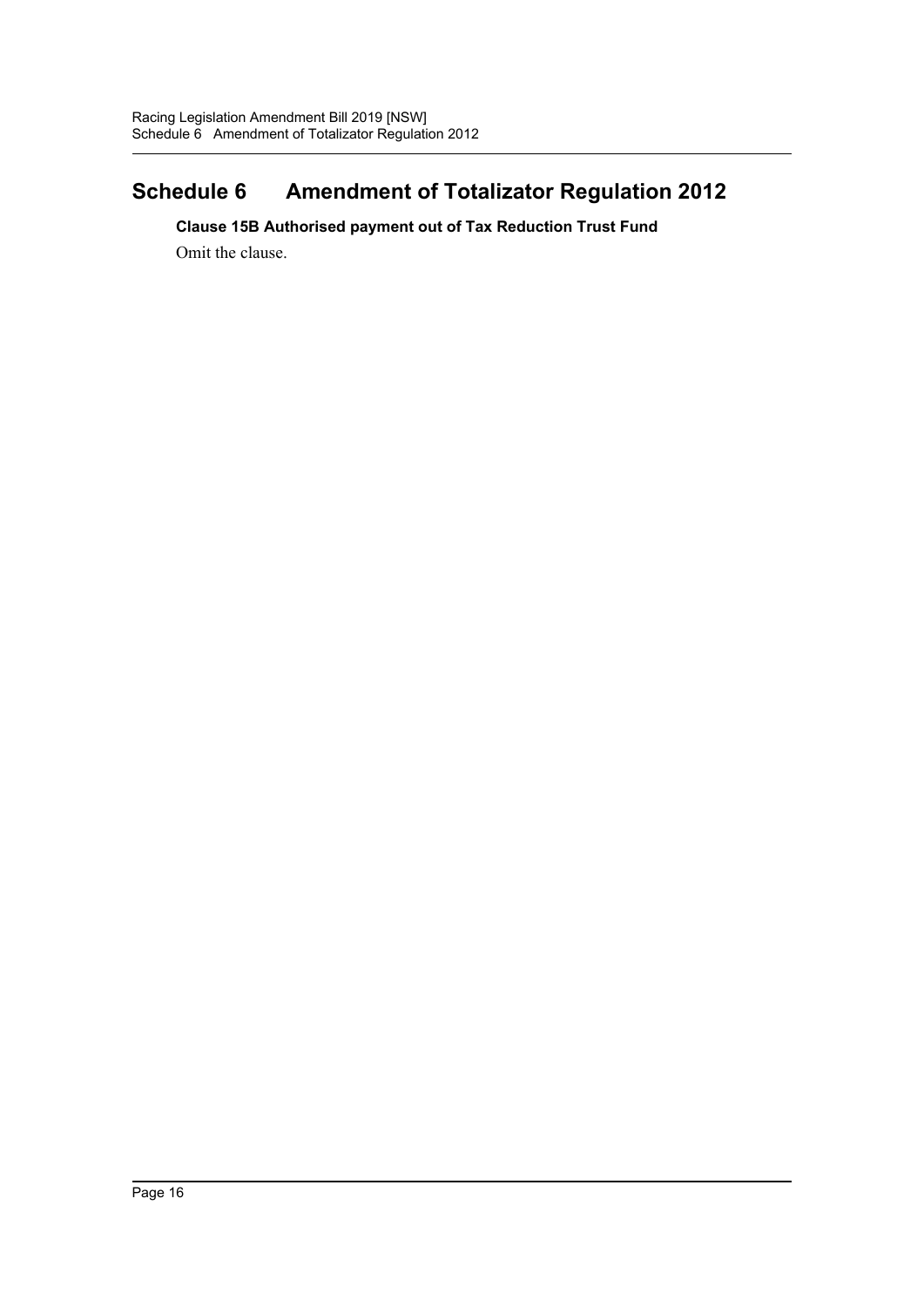# Schedule 6 Amendment of Totalizator Regulation 2012

### Clause 15B Authorised payment out of Tax Reduction Trust Fund

Omit the clause.